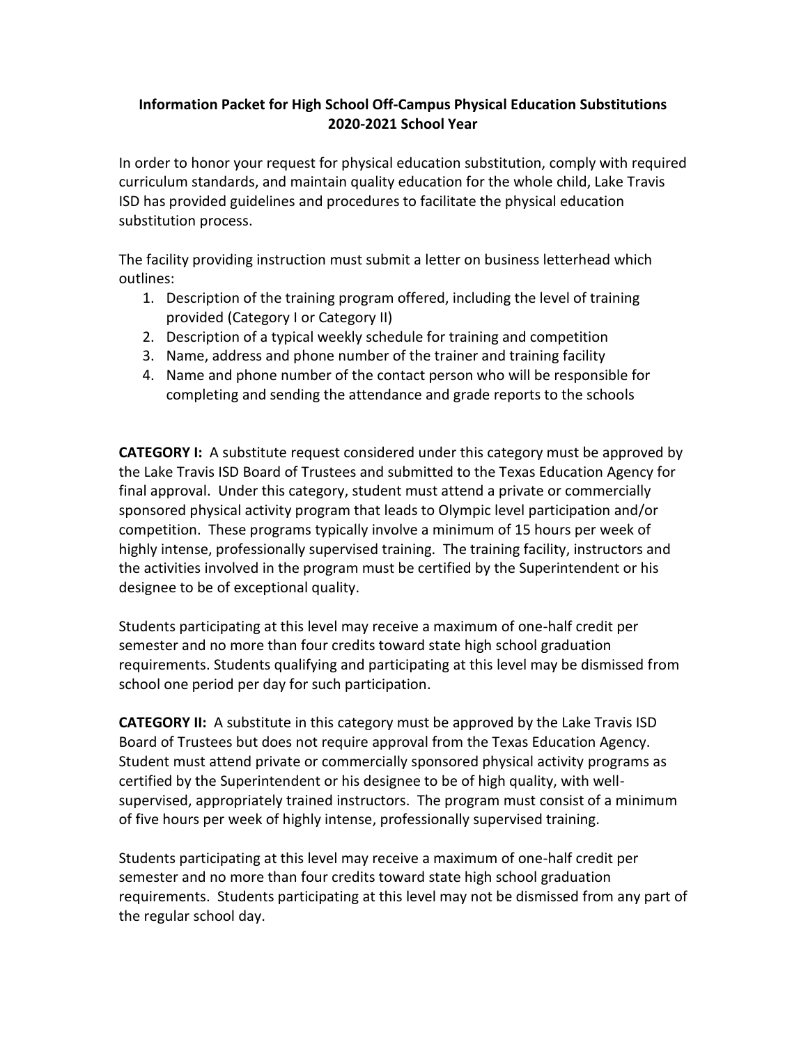# Information Packet for High School Off-Campus Physical Education Substitutions 2020-2021 School Year

In order to honor your request for physical education substitution, comply with required curriculum standards, and maintain quality education for the whole child, Lake Travis ISD has provided guidelines and procedures to facilitate the physical education substitution process.

The facility providing instruction must submit a letter on business letterhead which outlines:

1. Description of the training program offered, including the level of training provided (Category I or Category II)
2. Description of a typical weekly schedule for training and competition
3. Name, address and phone number of the trainer and training facility
4. Name and phone number of the contact person who will be responsible for completing and sending the attendance and grade reports to the schools

**CATEGORY I:** A substitute request considered under this category must be approved by the Lake Travis ISD Board of Trustees and submitted to the Texas Education Agency for final approval. Under this category, student must attend a private or commercially sponsored physical activity program that leads to Olympic level participation and/or competition. These programs typically involve a minimum of 15 hours per week of highly intense, professionally supervised training. The training facility, instructors and the activities involved in the program must be certified by the Superintendent or his designee to be of exceptional quality.

Students participating at this level may receive a maximum of one-half credit per semester and no more than four credits toward state high school graduation requirements. Students qualifying and participating at this level may be dismissed from school one period per day for such participation.

**CATEGORY II:** A substitute in this category must be approved by the Lake Travis ISD Board of Trustees but does not require approval from the Texas Education Agency. Student must attend private or commercially sponsored physical activity programs as certified by the Superintendent or his designee to be of high quality, with well-supervised, appropriately trained instructors. The program must consist of a minimum of five hours per week of highly intense, professionally supervised training.

Students participating at this level may receive a maximum of one-half credit per semester and no more than four credits toward state high school graduation requirements. Students participating at this level may not be dismissed from any part of the regular school day.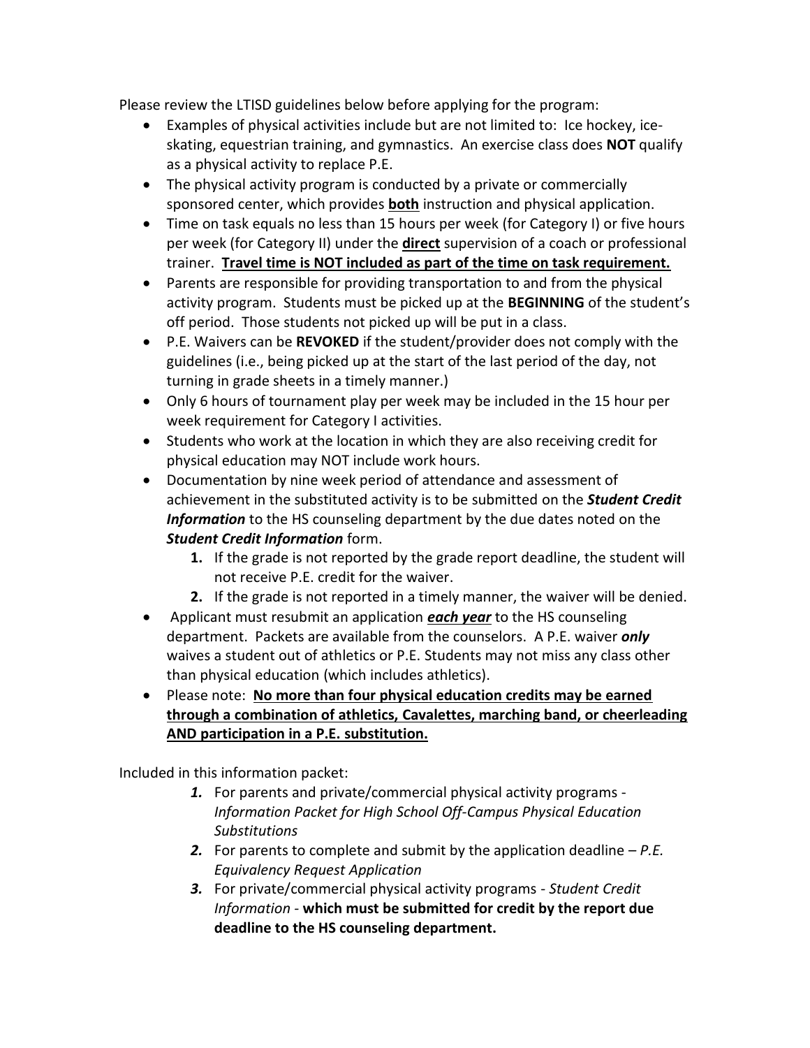Please review the LTISD guidelines below before applying for the program:

- Examples of physical activities include but are not limited to: Ice hockey, ice-skating, equestrian training, and gymnastics. An exercise class does **NOT** qualify as a physical activity to replace P.E.
- The physical activity program is conducted by a private or commercially sponsored center, which provides **both** instruction and physical application.
- Time on task equals no less than 15 hours per week (for Category I) or five hours per week (for Category II) under the **direct** supervision of a coach or professional trainer. **Travel time is NOT included as part of the time on task requirement.**
- Parents are responsible for providing transportation to and from the physical activity program. Students must be picked up at the **BEGINNING** of the student's off period. Those students not picked up will be put in a class.
- P.E. Waivers can be **REVOKED** if the student/provider does not comply with the guidelines (i.e., being picked up at the start of the last period of the day, not turning in grade sheets in a timely manner.)
- Only 6 hours of tournament play per week may be included in the 15 hour per week requirement for Category I activities.
- Students who work at the location in which they are also receiving credit for physical education may NOT include work hours.
- Documentation by nine week period of attendance and assessment of achievement in the substituted activity is to be submitted on the ***Student Credit Information*** to the HS counseling department by the due dates noted on the ***Student Credit Information*** form.
  1. If the grade is not reported by the grade report deadline, the student will not receive P.E. credit for the waiver.
  2. If the grade is not reported in a timely manner, the waiver will be denied.
- Applicant must resubmit an application ***each year*** to the HS counseling department. Packets are available from the counselors. A P.E. waiver ***only*** waives a student out of athletics or P.E. Students may not miss any class other than physical education (which includes athletics).
- Please note: **No more than four physical education credits may be earned through a combination of athletics, Cavalettes, marching band, or cheerleading AND participation in a P.E. substitution.**

Included in this information packet:

1. For parents and private/commercial physical activity programs - *Information Packet for High School Off-Campus Physical Education Substitutions*
2. For parents to complete and submit by the application deadline – *P.E. Equivalency Request Application*
3. For private/commercial physical activity programs - *Student Credit Information* - **which must be submitted for credit by the report due deadline to the HS counseling department.**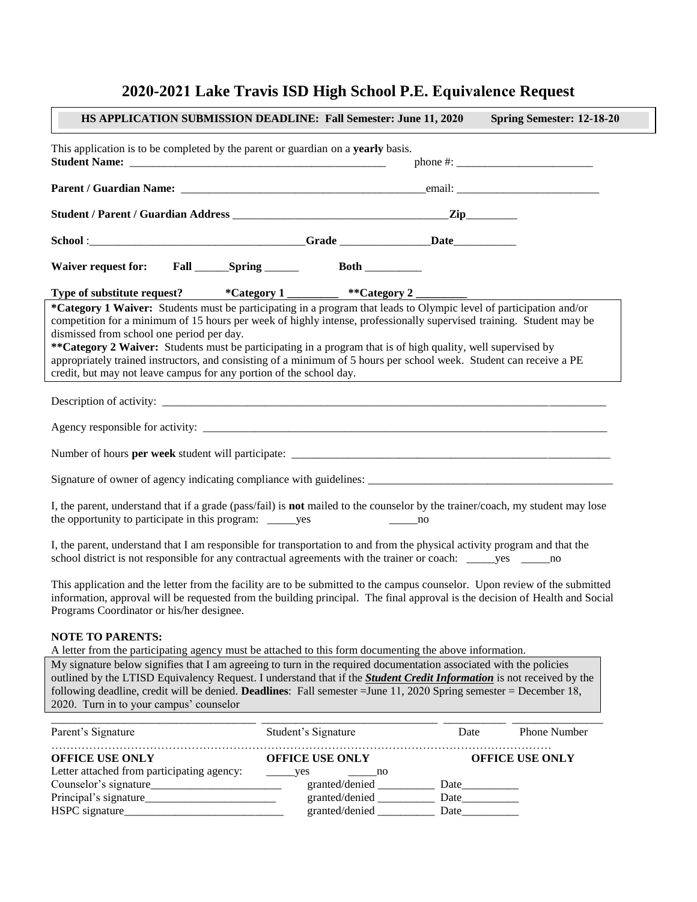# 2020-2021 Lake Travis ISD High School P.E. Equivalence Request

**HS APPLICATION SUBMISSION DEADLINE: Fall Semester: June 11, 2020 Spring Semester: 12-18-20**

This application is to be completed by the parent or guardian on a **yearly** basis.

**Student Name:** _______________________________________________ phone #: ________________________

**Parent / Guardian Name:** ___________________________________________email: _________________________

**Student / Parent / Guardian Address** ______________________________________**Zip**_________

**School** :______________________________________**Grade** ________________**Date**___________

**Waiver request for: Fall ______Spring ______ Both __________**

**Type of substitute request? *Category 1 _________ **Category 2 _________**

***Category 1 Waiver:** Students must be participating in a program that leads to Olympic level of participation and/or competition for a minimum of 15 hours per week of highly intense, professionally supervised training. Student may be dismissed from school one period per day.
****Category 2 Waiver:** Students must be participating in a program that is of high quality, well supervised by appropriately trained instructors, and consisting of a minimum of 5 hours per school week. Student can receive a PE credit, but may not leave campus for any portion of the school day.

Description of activity: _______________________________________________________________________________

Agency responsible for activity: _________________________________________________________________________

Number of hours **per week** student will participate: ______________________________________________________

Signature of owner of agency indicating compliance with guidelines: _____________________________________________

I, the parent, understand that if a grade (pass/fail) is **not** mailed to the counselor by the trainer/coach, my student may lose the opportunity to participate in this program: _____yes _____no

I, the parent, understand that I am responsible for transportation to and from the physical activity program and that the school district is not responsible for any contractual agreements with the trainer or coach: _____yes _____no

This application and the letter from the facility are to be submitted to the campus counselor. Upon review of the submitted information, approval will be requested from the building principal. The final approval is the decision of Health and Social Programs Coordinator or his/her designee.

**NOTE TO PARENTS:**

A letter from the participating agency must be attached to this form documenting the above information.

My signature below signifies that I am agreeing to turn in the required documentation associated with the policies outlined by the LTISD Equivalency Request. I understand that if the ***Student Credit Information*** is not received by the following deadline, credit will be denied. **Deadlines**: Fall semester =June 11, 2020 Spring semester = December 18, 2020. Turn in to your campus' counselor

| Parent's Signature | Student's Signature | Date | Phone Number |
|---|---|---|---|
| ___________________ | ___________________ | ________ | ____________ |

**OFFICE USE ONLY OFFICE USE ONLY OFFICE USE ONLY**

Letter attached from participating agency: _____yes _____no

Counselor's signature_______________________ granted/denied __________ Date__________

Principal's signature_______________________ granted/denied __________ Date__________

HSPC signature____________________________ granted/denied __________ Date__________